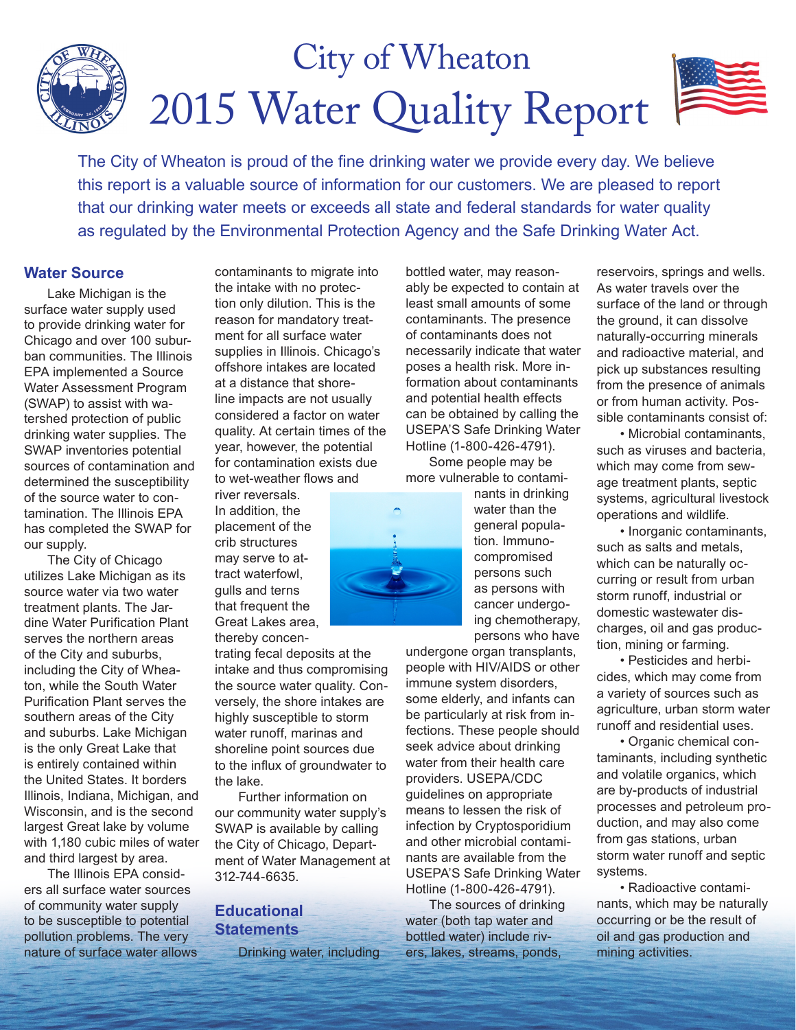# City of Wheaton 2015 Water Quality Report

The City of Wheaton is proud of the fine drinking water we provide every day. We believe this report is a valuable source of information for our customers. We are pleased to report that our drinking water meets or exceeds all state and federal standards for water quality as regulated by the Environmental Protection Agency and the Safe Drinking Water Act.

## Water Source

Lake Michigan is the surface water supply used to provide drinking water for Chicago and over 100 suburban communities. The Illinois EPA implemented a Source Water Assessment Program (SWAP) to assist with watershed protection of public drinking water supplies. The SWAP inventories potential sources of contamination and determined the susceptibility of the source water to contamination. The Illinois EPA has completed the SWAP for our supply.

The City of Chicago utilizes Lake Michigan as its source water via two water treatment plants. The Jardine Water Purification Plant serves the northern areas of the City and suburbs, including the City of Wheaton, while the South Water Purification Plant serves the southern areas of the City and suburbs. Lake Michigan is the only Great Lake that is entirely contained within the United States. It borders Illinois, Indiana, Michigan, and Wisconsin, and is the second largest Great lake by volume with 1,180 cubic miles of water and third largest by area.

The Illinois EPA considers all surface water sources of community water supply to be susceptible to potential pollution problems. The very nature of surface water allows contaminants to migrate into the intake with no protection only dilution. This is the reason for mandatory treatment for all surface water supplies in Illinois. Chicago's offshore intakes are located at a distance that shoreline impacts are not usually considered a factor on water quality. At certain times of the year, however, the potential for contamination exists due to wet-weather flows and river reversals. In addition, the placement of the crib structures may serve to attract waterfowl, gulls and terns that frequent the Great Lakes area, thereby concentrating fecal deposits at the intake and thus compromising the source water quality. Conversely, the shore intakes are highly susceptible to storm water runoff, marinas and shoreline point sources due to the influx of groundwater to the lake.

Further information on our community water supply's SWAP is available by calling the City of Chicago, Department of Water Management at 312-744-6635.

## Educational Statements

Drinking water, including bottled water, may reasonably be expected to contain at least small amounts of some contaminants. The presence of contaminants does not necessarily indicate that water poses a health risk. More information about contaminants and potential health effects can be obtained by calling the USEPA'S Safe Drinking Water Hotline (1-800-426-4791).

Some people may be more vulnerable to contaminants in drinking water than the general population. Immuno-compromised persons such as persons with cancer undergoing chemotherapy, persons who have undergone organ transplants, people with HIV/AIDS or other immune system disorders, some elderly, and infants can be particularly at risk from infections. These people should seek advice about drinking water from their health care providers. USEPA/CDC guidelines on appropriate means to lessen the risk of infection by Cryptosporidium and other microbial contaminants are available from the USEPA'S Safe Drinking Water Hotline (1-800-426-4791).

The sources of drinking water (both tap water and bottled water) include rivers, lakes, streams, ponds, reservoirs, springs and wells. As water travels over the surface of the land or through the ground, it can dissolve naturally-occurring minerals and radioactive material, and pick up substances resulting from the presence of animals or from human activity. Possible contaminants consist of:

- Microbial contaminants, such as viruses and bacteria, which may come from sewage treatment plants, septic systems, agricultural livestock operations and wildlife.
- Inorganic contaminants, such as salts and metals, which can be naturally occurring or result from urban storm runoff, industrial or domestic wastewater discharges, oil and gas production, mining or farming.
- Pesticides and herbicides, which may come from a variety of sources such as agriculture, urban storm water runoff and residential uses.
- Organic chemical contaminants, including synthetic and volatile organics, which are by-products of industrial processes and petroleum production, and may also come from gas stations, urban storm water runoff and septic systems.
- Radioactive contaminants, which may be naturally occurring or be the result of oil and gas production and mining activities.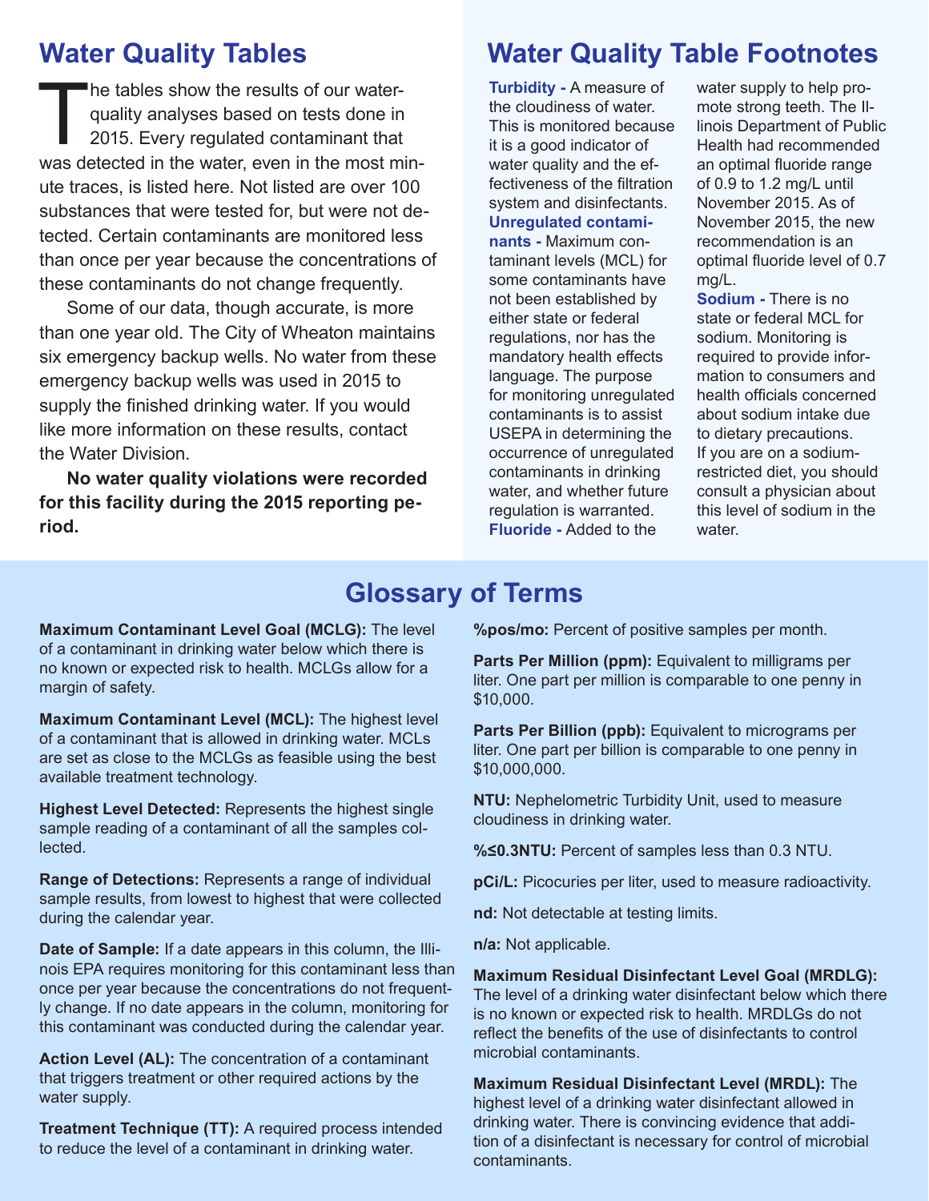## Water Quality Tables

The tables show the results of our water-quality analyses based on tests done in 2015. Every regulated contaminant that was detected in the water, even in the most minute traces, is listed here. Not listed are over 100 substances that were tested for, but were not detected. Certain contaminants are monitored less than once per year because the concentrations of these contaminants do not change frequently.

Some of our data, though accurate, is more than one year old. The City of Wheaton maintains six emergency backup wells. No water from these emergency backup wells was used in 2015 to supply the finished drinking water. If you would like more information on these results, contact the Water Division.

**No water quality violations were recorded for this facility during the 2015 reporting period.**

## Water Quality Table Footnotes

**Turbidity -** A measure of the cloudiness of water. This is monitored because it is a good indicator of water quality and the effectiveness of the filtration system and disinfectants.

**Unregulated contaminants -** Maximum contaminant levels (MCL) for some contaminants have not been established by either state or federal regulations, nor has the mandatory health effects language. The purpose for monitoring unregulated contaminants is to assist USEPA in determining the occurrence of unregulated contaminants in drinking water, and whether future regulation is warranted.

**Fluoride -** Added to the water supply to help promote strong teeth. The Illinois Department of Public Health had recommended an optimal fluoride range of 0.9 to 1.2 mg/L until November 2015. As of November 2015, the new recommendation is an optimal fluoride level of 0.7 mg/L.

**Sodium -** There is no state or federal MCL for sodium. Monitoring is required to provide information to consumers and health officials concerned about sodium intake due to dietary precautions. If you are on a sodium-restricted diet, you should consult a physician about this level of sodium in the water.

## Glossary of Terms

**Maximum Contaminant Level Goal (MCLG):** The level of a contaminant in drinking water below which there is no known or expected risk to health. MCLGs allow for a margin of safety.

**Maximum Contaminant Level (MCL):** The highest level of a contaminant that is allowed in drinking water. MCLs are set as close to the MCLGs as feasible using the best available treatment technology.

**Highest Level Detected:** Represents the highest single sample reading of a contaminant of all the samples collected.

**Range of Detections:** Represents a range of individual sample results, from lowest to highest that were collected during the calendar year.

**Date of Sample:** If a date appears in this column, the Illinois EPA requires monitoring for this contaminant less than once per year because the concentrations do not frequently change. If no date appears in the column, monitoring for this contaminant was conducted during the calendar year.

**Action Level (AL):** The concentration of a contaminant that triggers treatment or other required actions by the water supply.

**Treatment Technique (TT):** A required process intended to reduce the level of a contaminant in drinking water.

**%pos/mo:** Percent of positive samples per month.

**Parts Per Million (ppm):** Equivalent to milligrams per liter. One part per million is comparable to one penny in $10,000.

**Parts Per Billion (ppb):** Equivalent to micrograms per liter. One part per billion is comparable to one penny in $10,000,000.

**NTU:** Nephelometric Turbidity Unit, used to measure cloudiness in drinking water.

**%≤0.3NTU:** Percent of samples less than 0.3 NTU.

**pCi/L:** Picocuries per liter, used to measure radioactivity.

**nd:** Not detectable at testing limits.

**n/a:** Not applicable.

**Maximum Residual Disinfectant Level Goal (MRDLG):** The level of a drinking water disinfectant below which there is no known or expected risk to health. MRDLGs do not reflect the benefits of the use of disinfectants to control microbial contaminants.

**Maximum Residual Disinfectant Level (MRDL):** The highest level of a drinking water disinfectant allowed in drinking water. There is convincing evidence that addition of a disinfectant is necessary for control of microbial contaminants.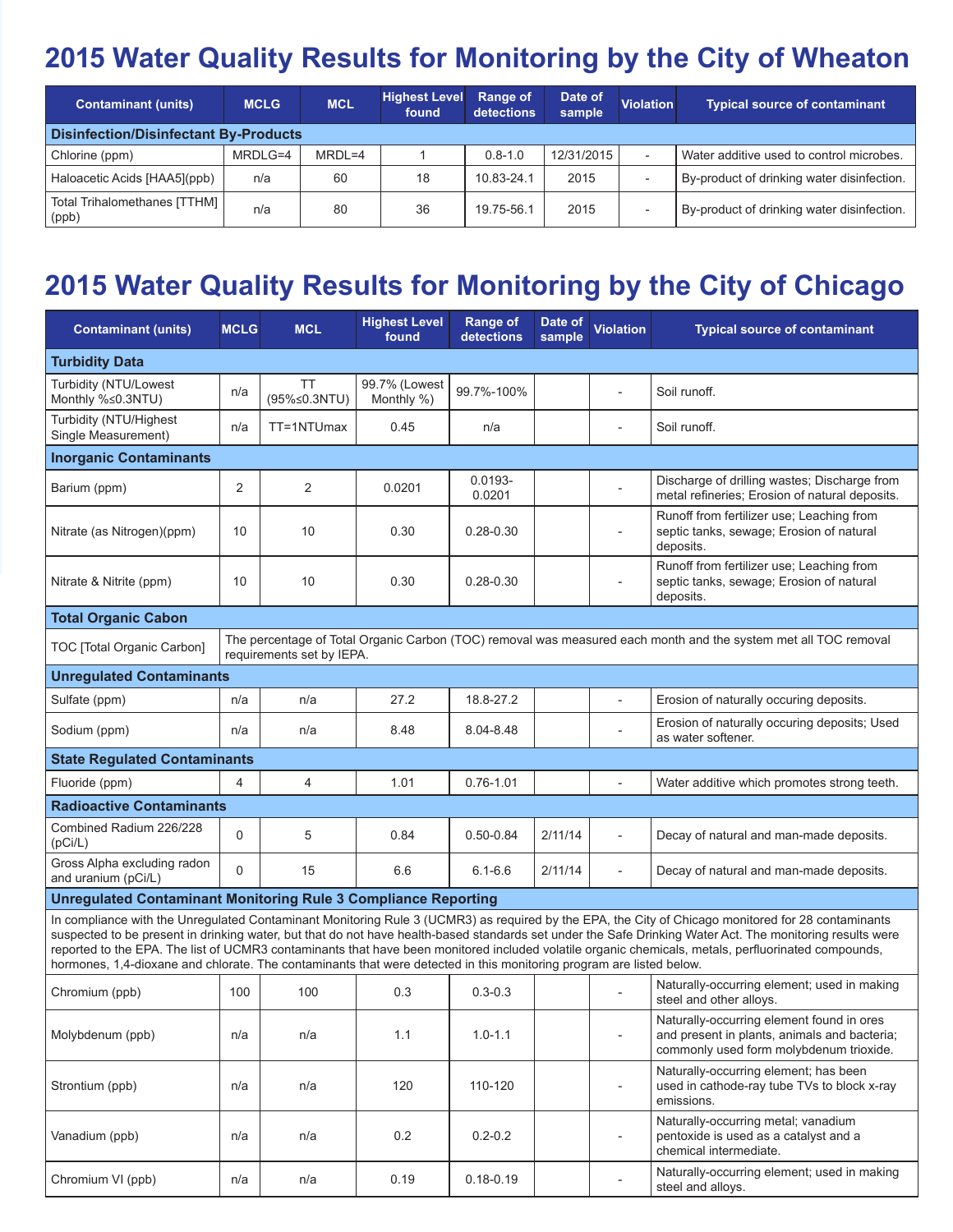# 2015 Water Quality Results for Monitoring by the City of Wheaton

| Contaminant (units) | MCLG | MCL | Highest Level found | Range of detections | Date of sample | Violation | Typical source of contaminant |
|---|---|---|---|---|---|---|---|
| **Disinfection/Disinfectant By-Products** | | | | | | | |
| Chlorine (ppm) | MRDLG=4 | MRDL=4 | 1 | 0.8-1.0 | 12/31/2015 | - | Water additive used to control microbes. |
| Haloacetic Acids [HAA5](ppb) | n/a | 60 | 18 | 10.83-24.1 | 2015 | - | By-product of drinking water disinfection. |
| Total Trihalomethanes [TTHM] (ppb) | n/a | 80 | 36 | 19.75-56.1 | 2015 | - | By-product of drinking water disinfection. |

# 2015 Water Quality Results for Monitoring by the City of Chicago

| Contaminant (units) | MCLG | MCL | Highest Level found | Range of detections | Date of sample | Violation | Typical source of contaminant |
|---|---|---|---|---|---|---|---|
| **Turbidity Data** | | | | | | | |
| Turbidity (NTU/Lowest Monthly %≤0.3NTU) | n/a | TT (95%≤0.3NTU) | 99.7% (Lowest Monthly %) | 99.7%-100% | | - | Soil runoff. |
| Turbidity (NTU/Highest Single Measurement) | n/a | TT=1NTUmax | 0.45 | n/a | | - | Soil runoff. |
| **Inorganic Contaminants** | | | | | | | |
| Barium (ppm) | 2 | 2 | 0.0201 | 0.0193-0.0201 | | - | Discharge of drilling wastes; Discharge from metal refineries; Erosion of natural deposits. |
| Nitrate (as Nitrogen)(ppm) | 10 | 10 | 0.30 | 0.28-0.30 | | - | Runoff from fertilizer use; Leaching from septic tanks, sewage; Erosion of natural deposits. |
| Nitrate & Nitrite (ppm) | 10 | 10 | 0.30 | 0.28-0.30 | | - | Runoff from fertilizer use; Leaching from septic tanks, sewage; Erosion of natural deposits. |
| **Total Organic Cabon** | | | | | | | |
| TOC [Total Organic Carbon] | The percentage of Total Organic Carbon (TOC) removal was measured each month and the system met all TOC removal requirements set by IEPA. | | | | | | |
| **Unregulated Contaminants** | | | | | | | |
| Sulfate (ppm) | n/a | n/a | 27.2 | 18.8-27.2 | | - | Erosion of naturally occuring deposits. |
| Sodium (ppm) | n/a | n/a | 8.48 | 8.04-8.48 | | - | Erosion of naturally occuring deposits; Used as water softener. |
| **State Regulated Contaminants** | | | | | | | |
| Fluoride (ppm) | 4 | 4 | 1.01 | 0.76-1.01 | | - | Water additive which promotes strong teeth. |
| **Radioactive Contaminants** | | | | | | | |
| Combined Radium 226/228 (pCi/L) | 0 | 5 | 0.84 | 0.50-0.84 | 2/11/14 | - | Decay of natural and man-made deposits. |
| Gross Alpha excluding radon and uranium (pCi/L) | 0 | 15 | 6.6 | 6.1-6.6 | 2/11/14 | - | Decay of natural and man-made deposits. |
| **Unregulated Contaminant Monitoring Rule 3 Compliance Reporting** | | | | | | | |
| In compliance with the Unregulated Contaminant Monitoring Rule 3 (UCMR3) as required by the EPA, the City of Chicago monitored for 28 contaminants suspected to be present in drinking water, but that do not have health-based standards set under the Safe Drinking Water Act. The monitoring results were reported to the EPA. The list of UCMR3 contaminants that have been monitored included volatile organic chemicals, metals, perfluorinated compounds, hormones, 1,4-dioxane and chlorate. The contaminants that were detected in this monitoring program are listed below. | | | | | | | |
| Chromium (ppb) | 100 | 100 | 0.3 | 0.3-0.3 | | - | Naturally-occurring element; used in making steel and other alloys. |
| Molybdenum (ppb) | n/a | n/a | 1.1 | 1.0-1.1 | | - | Naturally-occurring element found in ores and present in plants, animals and bacteria; commonly used form molybdenum trioxide. |
| Strontium (ppb) | n/a | n/a | 120 | 110-120 | | - | Naturally-occurring element; has been used in cathode-ray tube TVs to block x-ray emissions. |
| Vanadium (ppb) | n/a | n/a | 0.2 | 0.2-0.2 | | - | Naturally-occurring metal; vanadium pentoxide is used as a catalyst and a chemical intermediate. |
| Chromium VI (ppb) | n/a | n/a | 0.19 | 0.18-0.19 | | - | Naturally-occurring element; used in making steel and alloys. |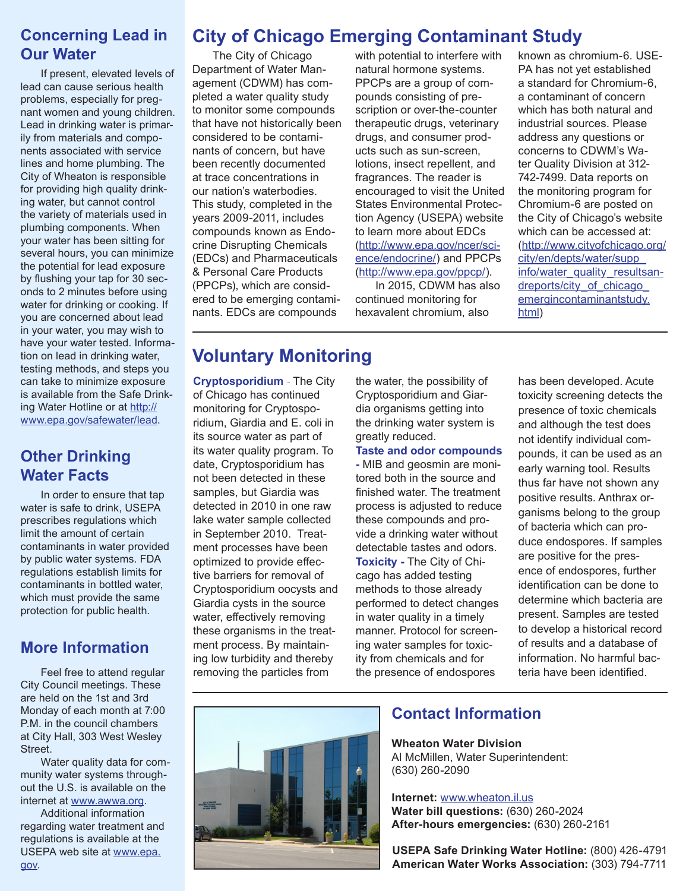## Concerning Lead in Our Water

If present, elevated levels of lead can cause serious health problems, especially for pregnant women and young children. Lead in drinking water is primarily from materials and components associated with service lines and home plumbing. The City of Wheaton is responsible for providing high quality drinking water, but cannot control the variety of materials used in plumbing components. When your water has been sitting for several hours, you can minimize the potential for lead exposure by flushing your tap for 30 seconds to 2 minutes before using water for drinking or cooking. If you are concerned about lead in your water, you may wish to have your water tested. Information on lead in drinking water, testing methods, and steps you can take to minimize exposure is available from the Safe Drinking Water Hotline or at http://www.epa.gov/safewater/lead.

## Other Drinking Water Facts

In order to ensure that tap water is safe to drink, USEPA prescribes regulations which limit the amount of certain contaminants in water provided by public water systems. FDA regulations establish limits for contaminants in bottled water, which must provide the same protection for public health.

## More Information

Feel free to attend regular City Council meetings. These are held on the 1st and 3rd Monday of each month at 7:00 P.M. in the council chambers at City Hall, 303 West Wesley Street.

Water quality data for community water systems throughout the U.S. is available on the internet at www.awwa.org.

Additional information regarding water treatment and regulations is available at the USEPA web site at www.epa.gov.

## City of Chicago Emerging Contaminant Study

The City of Chicago Department of Water Management (CDWM) has completed a water quality study to monitor some compounds that have not historically been considered to be contaminants of concern, but have been recently documented at trace concentrations in our nation's waterbodies. This study, completed in the years 2009-2011, includes compounds known as Endocrine Disrupting Chemicals (EDCs) and Pharmaceuticals & Personal Care Products (PPCPs), which are considered to be emerging contaminants. EDCs are compounds with potential to interfere with natural hormone systems. PPCPs are a group of compounds consisting of prescription or over-the-counter therapeutic drugs, veterinary drugs, and consumer products such as sun-screen, lotions, insect repellent, and fragrances. The reader is encouraged to visit the United States Environmental Protection Agency (USEPA) website to learn more about EDCs (http://www.epa.gov/ncer/science/endocrine/) and PPCPs (http://www.epa.gov/ppcp/).

In 2015, CDWM has also continued monitoring for hexavalent chromium, also known as chromium-6. USEPA has not yet established a standard for Chromium-6, a contaminant of concern which has both natural and industrial sources. Please address any questions or concerns to CDWM's Water Quality Division at 312-742-7499. Data reports on the monitoring program for Chromium-6 are posted on the City of Chicago's website which can be accessed at: (http://www.cityofchicago.org/city/en/depts/water/supp_info/water_quality_resultsandreports/city_of_chicago_emergincontaminantstudy.html)

## Voluntary Monitoring

**Cryptosporidium** - The City of Chicago has continued monitoring for Cryptosporidium, Giardia and E. coli in its source water as part of its water quality program. To date, Cryptosporidium has not been detected in these samples, but Giardia was detected in 2010 in one raw lake water sample collected in September 2010. Treatment processes have been optimized to provide effective barriers for removal of Cryptosporidium oocysts and Giardia cysts in the source water, effectively removing these organisms in the treatment process. By maintaining low turbidity and thereby removing the particles from the water, the possibility of Cryptosporidium and Giardia organisms getting into the drinking water system is greatly reduced.

**Taste and odor compounds -** MIB and geosmin are monitored both in the source and finished water. The treatment process is adjusted to reduce these compounds and provide a drinking water without detectable tastes and odors.

**Toxicity -** The City of Chicago has added testing methods to those already performed to detect changes in water quality in a timely manner. Protocol for screening water samples for toxicity from chemicals and for the presence of endospores has been developed. Acute toxicity screening detects the presence of toxic chemicals and although the test does not identify individual compounds, it can be used as an early warning tool. Results thus far have not shown any positive results. Anthrax organisms belong to the group of bacteria which can produce endospores. If samples are positive for the presence of endospores, further identification can be done to determine which bacteria are present. Samples are tested to develop a historical record of results and a database of information. No harmful bacteria have been identified.

## Contact Information

**Wheaton Water Division**
Al McMillen, Water Superintendent:
(630) 260-2090

**Internet:** www.wheaton.il.us
**Water bill questions:** (630) 260-2024
**After-hours emergencies:** (630) 260-2161

**USEPA Safe Drinking Water Hotline:** (800) 426-4791
**American Water Works Association:** (303) 794-7711